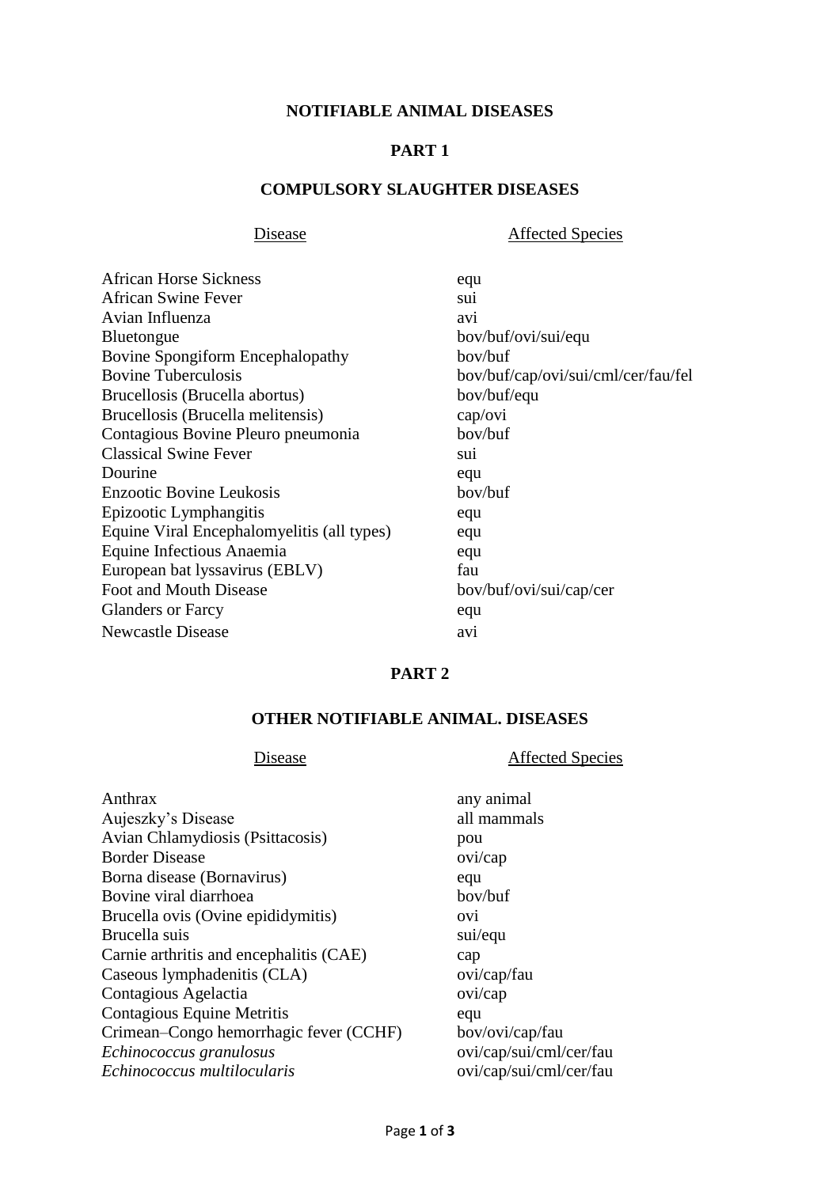# NOTIFIABLE ANIMAL DISEASES

## PART 1

## COMPULSORY SLAUGHTER DISEASES

| Disease | Affected Species |
|---|---|
| African Horse Sickness | equ |
| African Swine Fever | sui |
| Avian Influenza | avi |
| Bluetongue | bov/buf/ovi/sui/equ |
| Bovine Spongiform Encephalopathy | bov/buf |
| Bovine Tuberculosis | bov/buf/cap/ovi/sui/cml/cer/fau/fel |
| Brucellosis (Brucella abortus) | bov/buf/equ |
| Brucellosis (Brucella melitensis) | cap/ovi |
| Contagious Bovine Pleuro pneumonia | bov/buf |
| Classical Swine Fever | sui |
| Dourine | equ |
| Enzootic Bovine Leukosis | bov/buf |
| Epizootic Lymphangitis | equ |
| Equine Viral Encephalomyelitis (all types) | equ |
| Equine Infectious Anaemia | equ |
| European bat lyssavirus (EBLV) | fau |
| Foot and Mouth Disease | bov/buf/ovi/sui/cap/cer |
| Glanders or Farcy | equ |
| Newcastle Disease | avi |

## PART 2

## OTHER NOTIFIABLE ANIMAL. DISEASES

| Disease | Affected Species |
|---|---|
| Anthrax | any animal |
| Aujeszky's Disease | all mammals |
| Avian Chlamydiosis (Psittacosis) | pou |
| Border Disease | ovi/cap |
| Borna disease (Bornavirus) | equ |
| Bovine viral diarrhoea | bov/buf |
| Brucella ovis (Ovine epididymitis) | ovi |
| Brucella suis | sui/equ |
| Carnie arthritis and encephalitis (CAE) | cap |
| Caseous lymphadenitis (CLA) | ovi/cap/fau |
| Contagious Agelactia | ovi/cap |
| Contagious Equine Metritis | equ |
| Crimean–Congo hemorrhagic fever (CCHF) | bov/ovi/cap/fau |
| *Echinococcus granulosus* | ovi/cap/sui/cml/cer/fau |
| *Echinococcus multilocularis* | ovi/cap/sui/cml/cer/fau |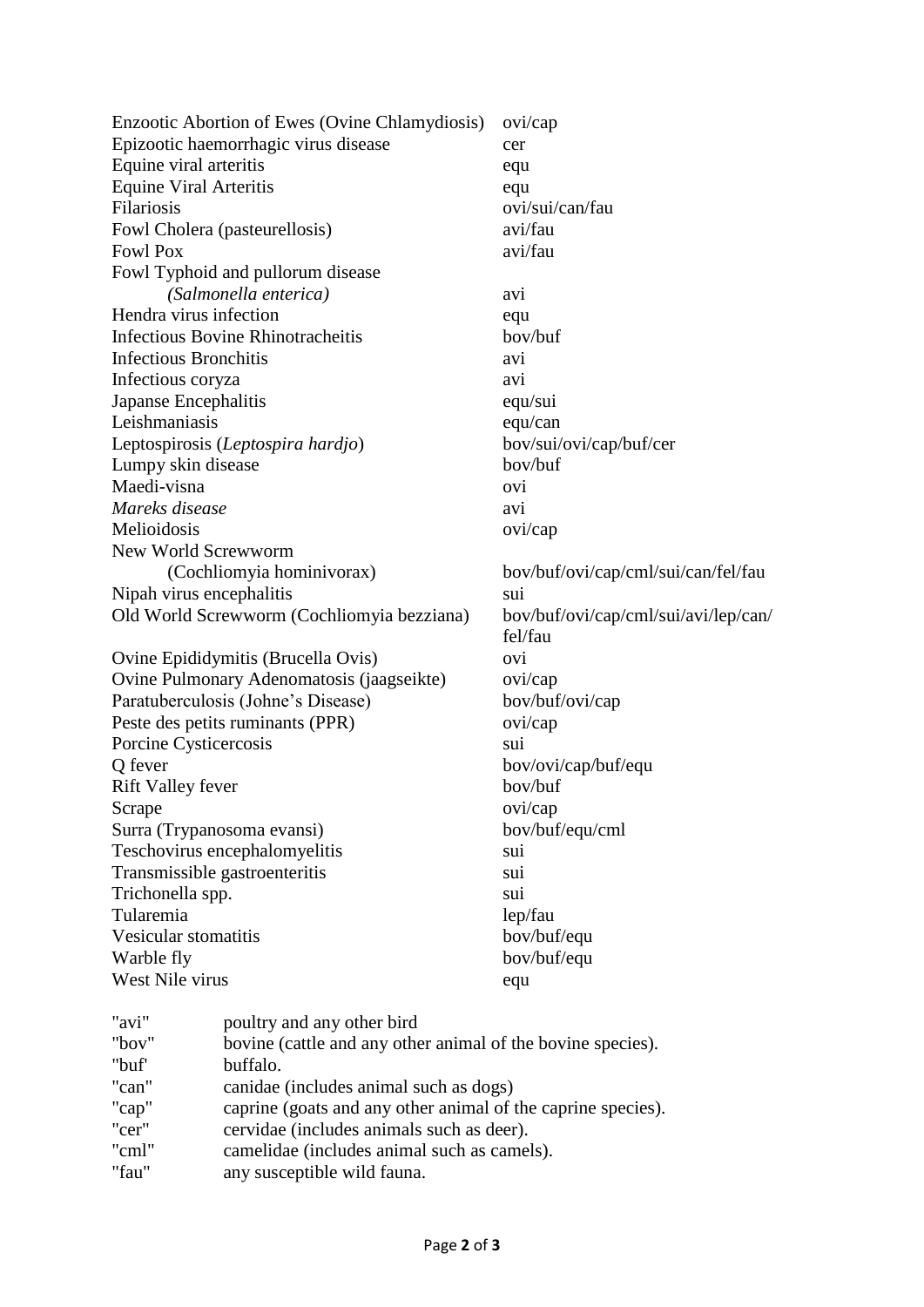| | |
|---|---|
| Enzootic Abortion of Ewes (Ovine Chlamydiosis) | ovi/cap |
| Epizootic haemorrhagic virus disease | cer |
| Equine viral arteritis | equ |
| Equine Viral Arteritis | equ |
| Filariosis | ovi/sui/can/fau |
| Fowl Cholera (pasteurellosis) | avi/fau |
| Fowl Pox | avi/fau |
| Fowl Typhoid and pullorum disease *(Salmonella enterica)* | avi |
| Hendra virus infection | equ |
| Infectious Bovine Rhinotracheitis | bov/buf |
| Infectious Bronchitis | avi |
| Infectious coryza | avi |
| Japanse Encephalitis | equ/sui |
| Leishmaniasis | equ/can |
| Leptospirosis (*Leptospira hardjo*) | bov/sui/ovi/cap/buf/cer |
| Lumpy skin disease | bov/buf |
| Maedi-visna | ovi |
| *Mareks disease* | avi |
| Melioidosis | ovi/cap |
| New World Screwworm (Cochliomyia hominivorax) | bov/buf/ovi/cap/cml/sui/can/fel/fau |
| Nipah virus encephalitis | sui |
| Old World Screwworm (Cochliomyia bezziana) | bov/buf/ovi/cap/cml/sui/avi/lep/can/fel/fau |
| Ovine Epididymitis (Brucella Ovis) | ovi |
| Ovine Pulmonary Adenomatosis (jaagseikte) | ovi/cap |
| Paratuberculosis (Johne's Disease) | bov/buf/ovi/cap |
| Peste des petits ruminants (PPR) | ovi/cap |
| Porcine Cysticercosis | sui |
| Q fever | bov/ovi/cap/buf/equ |
| Rift Valley fever | bov/buf |
| Scrape | ovi/cap |
| Surra (Trypanosoma evansi) | bov/buf/equ/cml |
| Teschovirus encephalomyelitis | sui |
| Transmissible gastroenteritis | sui |
| Trichonella spp. | sui |
| Tularemia | lep/fau |
| Vesicular stomatitis | bov/buf/equ |
| Warble fly | bov/buf/equ |
| West Nile virus | equ |

| | |
|---|---|
| "avi" | poultry and any other bird |
| "bov" | bovine (cattle and any other animal of the bovine species). |
| "buf' | buffalo. |
| "can" | canidae (includes animal such as dogs) |
| "cap" | caprine (goats and any other animal of the caprine species). |
| "cer" | cervidae (includes animals such as deer). |
| "cml" | camelidae (includes animal such as camels). |
| "fau" | any susceptible wild fauna. |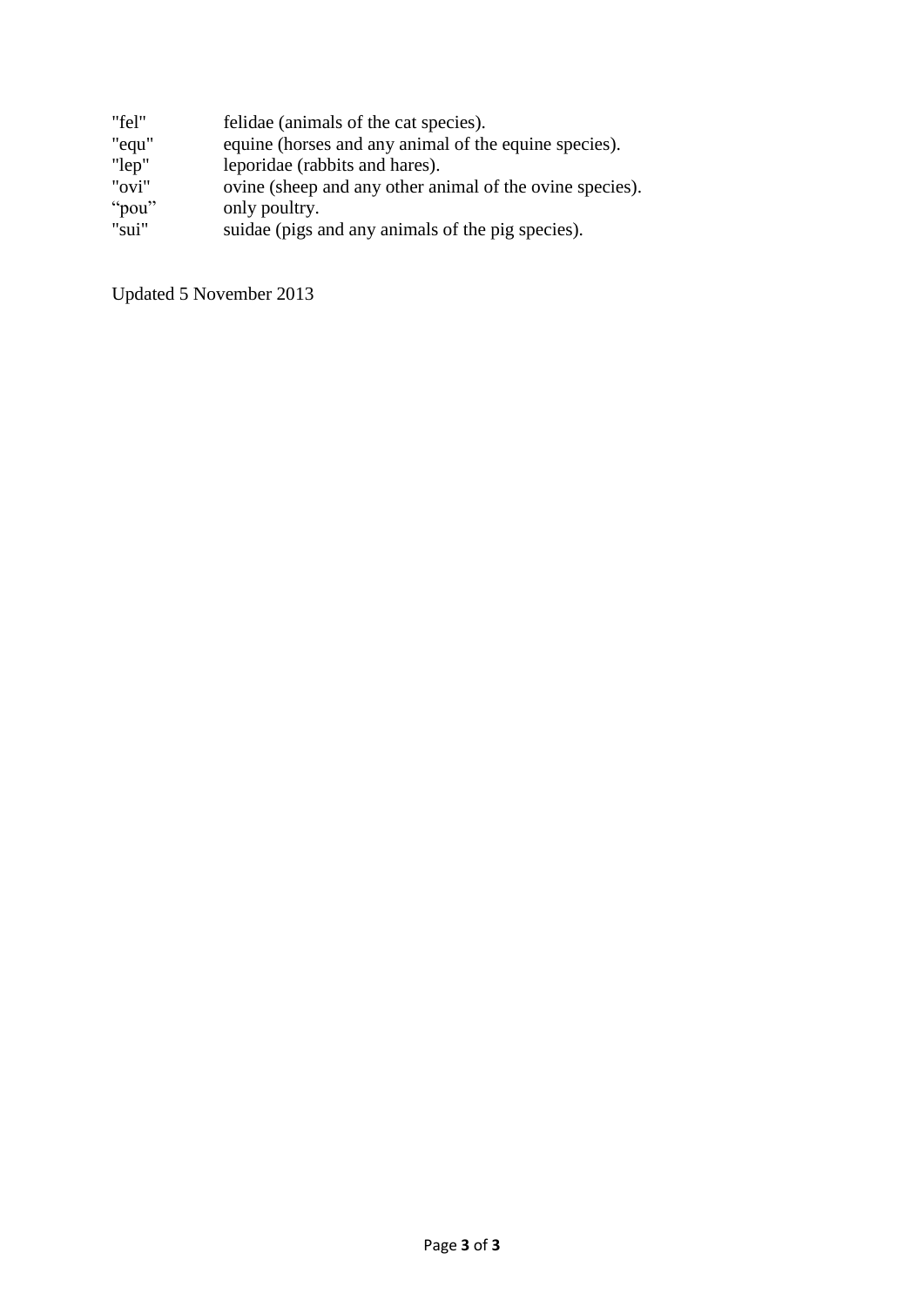| | |
|---|---|
| "fel" | felidae (animals of the cat species). |
| "equ" | equine (horses and any animal of the equine species). |
| "lep" | leporidae (rabbits and hares). |
| "ovi" | ovine (sheep and any other animal of the ovine species). |
| "pou" | only poultry. |
| "sui" | suidae (pigs and any animals of the pig species). |

Updated 5 November 2013